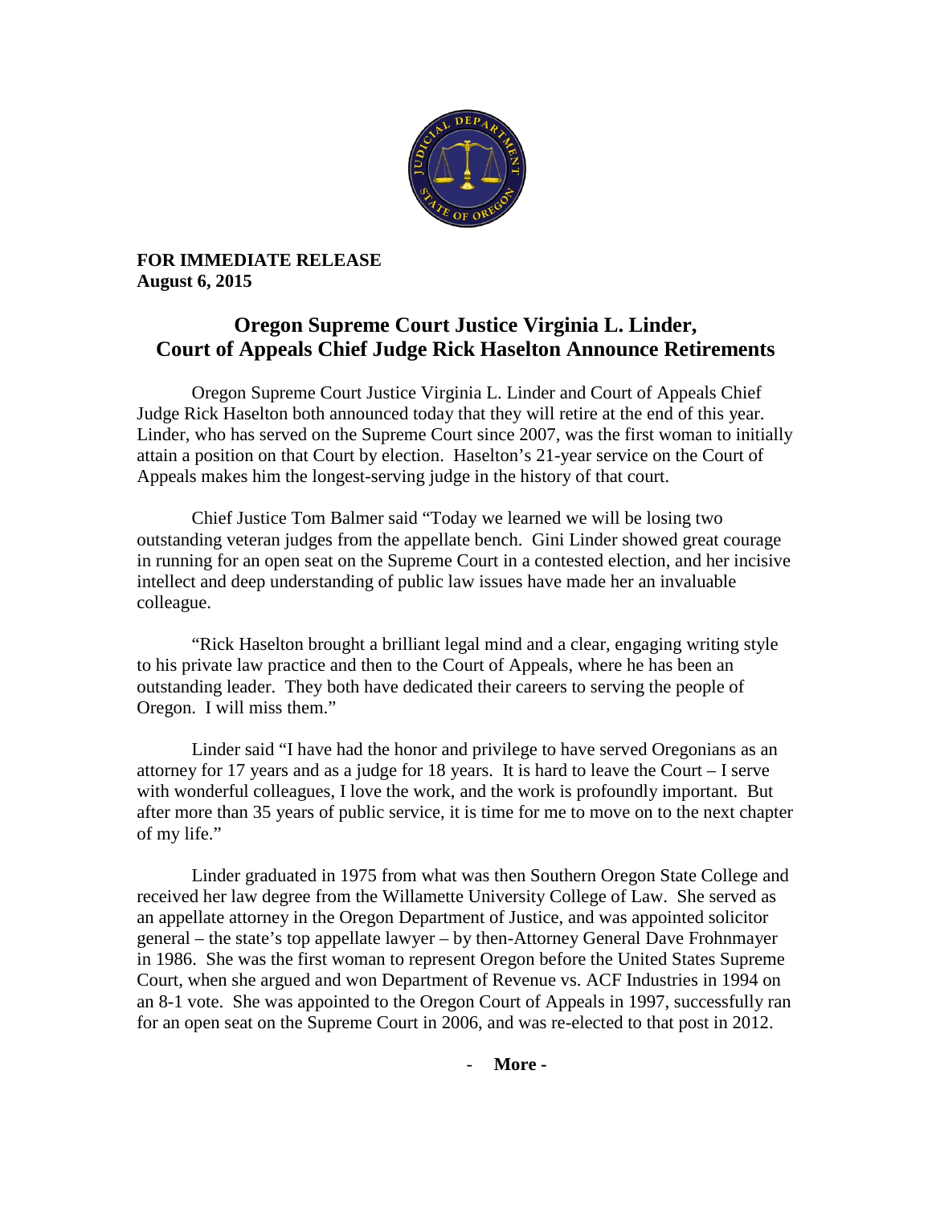**FOR IMMEDIATE RELEASE**
**August 6, 2015**

# Oregon Supreme Court Justice Virginia L. Linder, Court of Appeals Chief Judge Rick Haselton Announce Retirements

Oregon Supreme Court Justice Virginia L. Linder and Court of Appeals Chief Judge Rick Haselton both announced today that they will retire at the end of this year. Linder, who has served on the Supreme Court since 2007, was the first woman to initially attain a position on that Court by election. Haselton's 21-year service on the Court of Appeals makes him the longest-serving judge in the history of that court.

Chief Justice Tom Balmer said "Today we learned we will be losing two outstanding veteran judges from the appellate bench. Gini Linder showed great courage in running for an open seat on the Supreme Court in a contested election, and her incisive intellect and deep understanding of public law issues have made her an invaluable colleague.

"Rick Haselton brought a brilliant legal mind and a clear, engaging writing style to his private law practice and then to the Court of Appeals, where he has been an outstanding leader. They both have dedicated their careers to serving the people of Oregon. I will miss them."

Linder said "I have had the honor and privilege to have served Oregonians as an attorney for 17 years and as a judge for 18 years. It is hard to leave the Court – I serve with wonderful colleagues, I love the work, and the work is profoundly important. But after more than 35 years of public service, it is time for me to move on to the next chapter of my life."

Linder graduated in 1975 from what was then Southern Oregon State College and received her law degree from the Willamette University College of Law. She served as an appellate attorney in the Oregon Department of Justice, and was appointed solicitor general – the state's top appellate lawyer – by then-Attorney General Dave Frohnmayer in 1986. She was the first woman to represent Oregon before the United States Supreme Court, when she argued and won Department of Revenue vs. ACF Industries in 1994 on an 8-1 vote. She was appointed to the Oregon Court of Appeals in 1997, successfully ran for an open seat on the Supreme Court in 2006, and was re-elected to that post in 2012.

- **More -**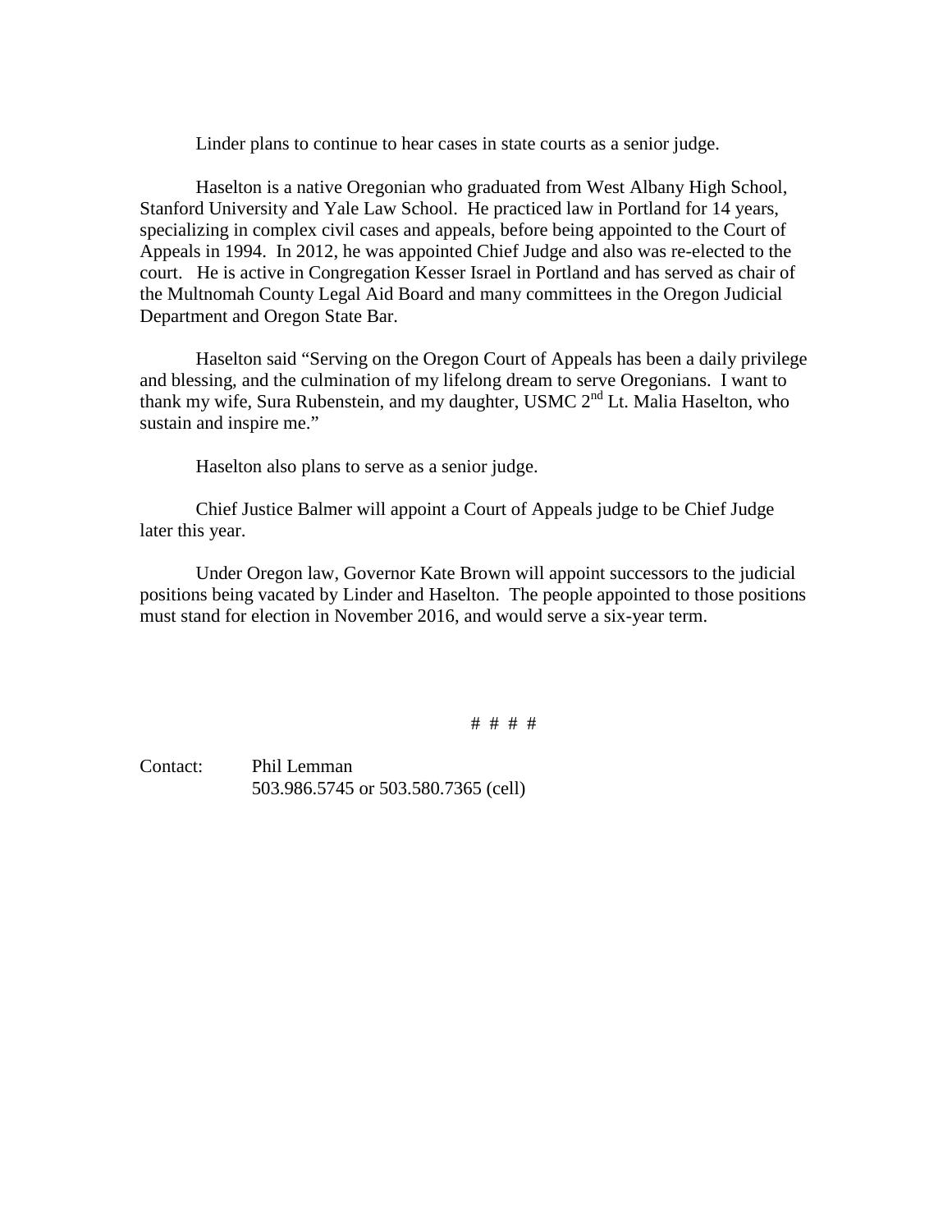Linder plans to continue to hear cases in state courts as a senior judge.

Haselton is a native Oregonian who graduated from West Albany High School, Stanford University and Yale Law School. He practiced law in Portland for 14 years, specializing in complex civil cases and appeals, before being appointed to the Court of Appeals in 1994. In 2012, he was appointed Chief Judge and also was re-elected to the court. He is active in Congregation Kesser Israel in Portland and has served as chair of the Multnomah County Legal Aid Board and many committees in the Oregon Judicial Department and Oregon State Bar.

Haselton said "Serving on the Oregon Court of Appeals has been a daily privilege and blessing, and the culmination of my lifelong dream to serve Oregonians. I want to thank my wife, Sura Rubenstein, and my daughter, USMC 2nd Lt. Malia Haselton, who sustain and inspire me."

Haselton also plans to serve as a senior judge.

Chief Justice Balmer will appoint a Court of Appeals judge to be Chief Judge later this year.

Under Oregon law, Governor Kate Brown will appoint successors to the judicial positions being vacated by Linder and Haselton. The people appointed to those positions must stand for election in November 2016, and would serve a six-year term.

# # # #

Contact: Phil Lemman
503.986.5745 or 503.580.7365 (cell)